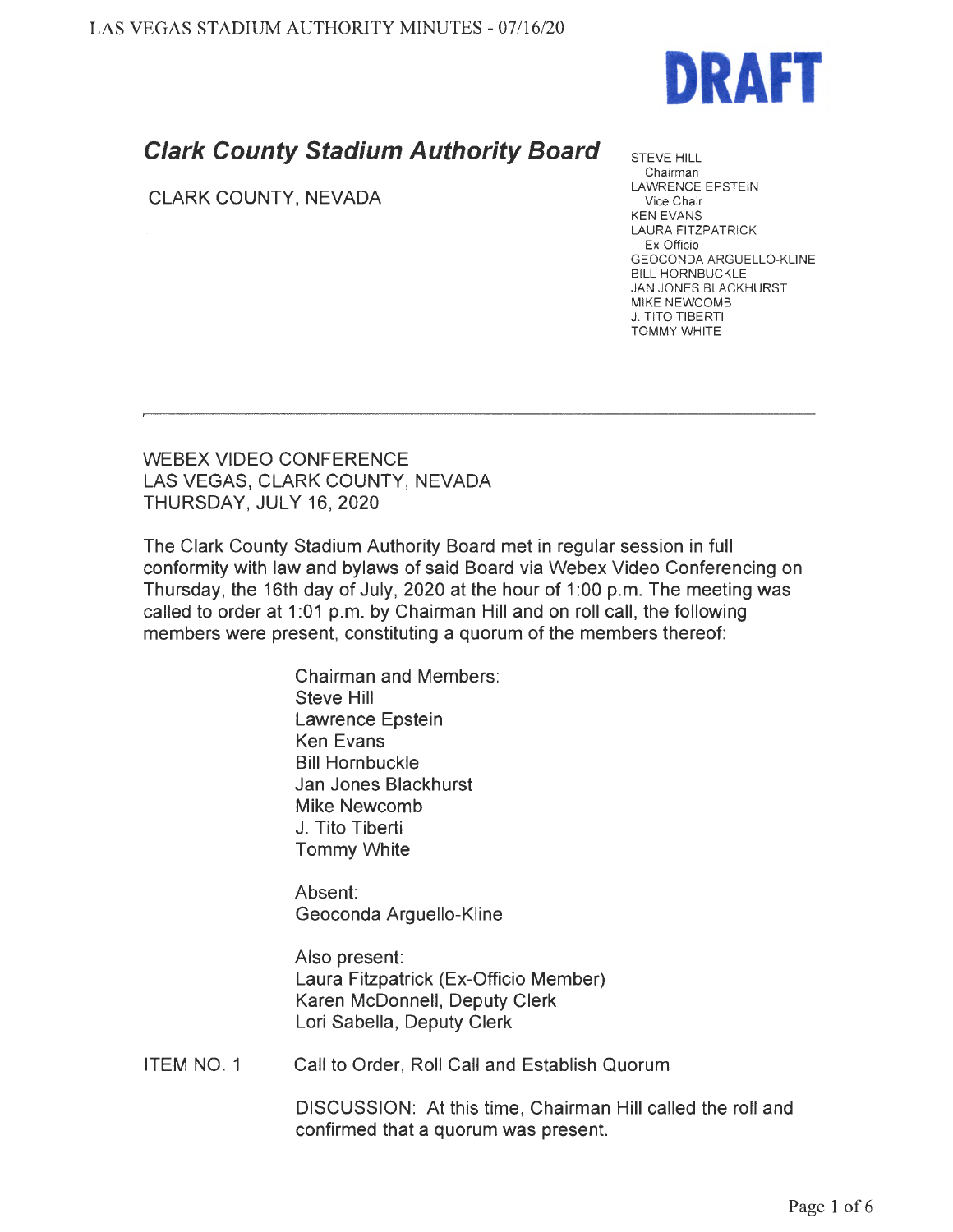DRAFT

# *Clark County Stadium Authority Board*

CLARK COUNTY, NEVADA

STEVE HILL
Chairman
LAWRENCE EPSTEIN
Vice Chair
KEN EVANS
LAURA FITZPATRICK
Ex-Officio
GEOCONDA ARGUELLO-KLINE
BILL HORNBUCKLE
JAN JONES BLACKHURST
MIKE NEWCOMB
J. TITO TIBERTI
TOMMY WHITE

---

WEBEX VIDEO CONFERENCE
LAS VEGAS, CLARK COUNTY, NEVADA
THURSDAY, JULY 16, 2020

The Clark County Stadium Authority Board met in regular session in full conformity with law and bylaws of said Board via Webex Video Conferencing on Thursday, the 16th day of July, 2020 at the hour of 1:00 p.m. The meeting was called to order at 1:01 p.m. by Chairman Hill and on roll call, the following members were present, constituting a quorum of the members thereof:

Chairman and Members:
Steve Hill
Lawrence Epstein
Ken Evans
Bill Hornbuckle
Jan Jones Blackhurst
Mike Newcomb
J. Tito Tiberti
Tommy White

Absent:
Geoconda Arguello-Kline

Also present:
Laura Fitzpatrick (Ex-Officio Member)
Karen McDonnell, Deputy Clerk
Lori Sabella, Deputy Clerk

ITEM NO. 1 Call to Order, Roll Call and Establish Quorum

DISCUSSION: At this time, Chairman Hill called the roll and confirmed that a quorum was present.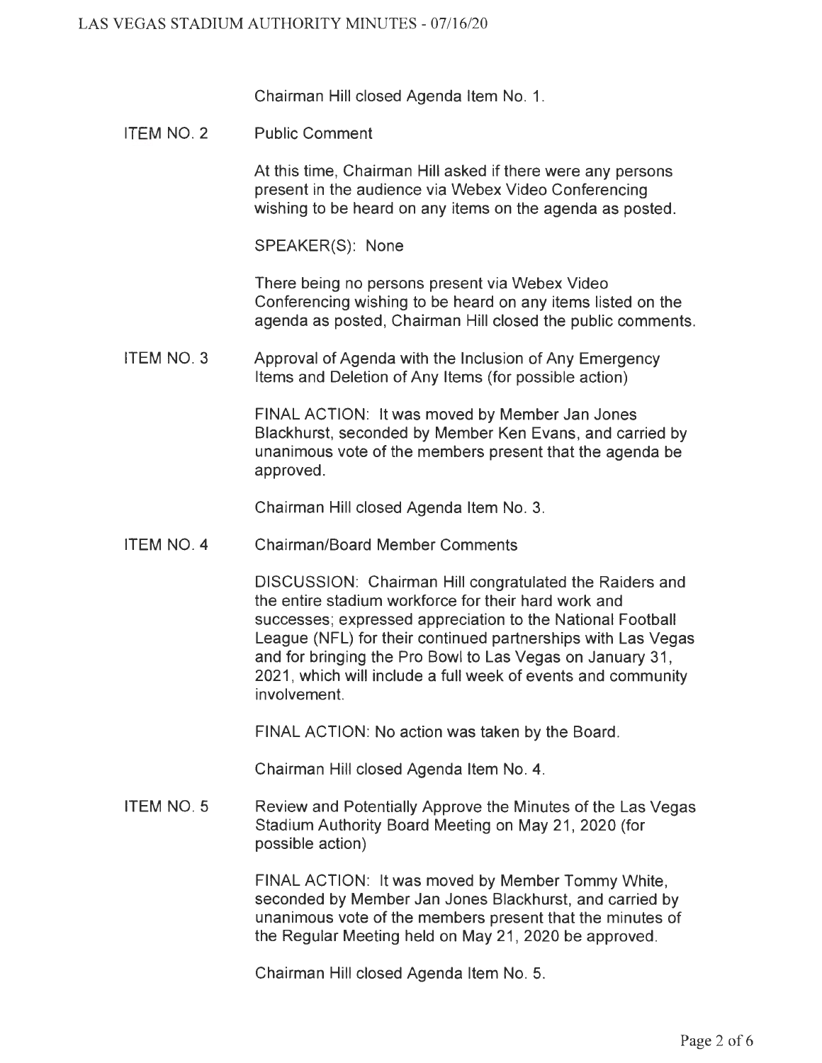Chairman Hill closed Agenda Item No. 1.

**ITEM NO. 2** Public Comment

At this time, Chairman Hill asked if there were any persons present in the audience via Webex Video Conferencing wishing to be heard on any items on the agenda as posted.

SPEAKER(S): None

There being no persons present via Webex Video Conferencing wishing to be heard on any items listed on the agenda as posted, Chairman Hill closed the public comments.

**ITEM NO. 3** Approval of Agenda with the Inclusion of Any Emergency Items and Deletion of Any Items (for possible action)

FINAL ACTION: It was moved by Member Jan Jones Blackhurst, seconded by Member Ken Evans, and carried by unanimous vote of the members present that the agenda be approved.

Chairman Hill closed Agenda Item No. 3.

**ITEM NO. 4** Chairman/Board Member Comments

DISCUSSION: Chairman Hill congratulated the Raiders and the entire stadium workforce for their hard work and successes; expressed appreciation to the National Football League (NFL) for their continued partnerships with Las Vegas and for bringing the Pro Bowl to Las Vegas on January 31, 2021, which will include a full week of events and community involvement.

FINAL ACTION: No action was taken by the Board.

Chairman Hill closed Agenda Item No. 4.

**ITEM NO. 5** Review and Potentially Approve the Minutes of the Las Vegas Stadium Authority Board Meeting on May 21, 2020 (for possible action)

FINAL ACTION: It was moved by Member Tommy White, seconded by Member Jan Jones Blackhurst, and carried by unanimous vote of the members present that the minutes of the Regular Meeting held on May 21, 2020 be approved.

Chairman Hill closed Agenda Item No. 5.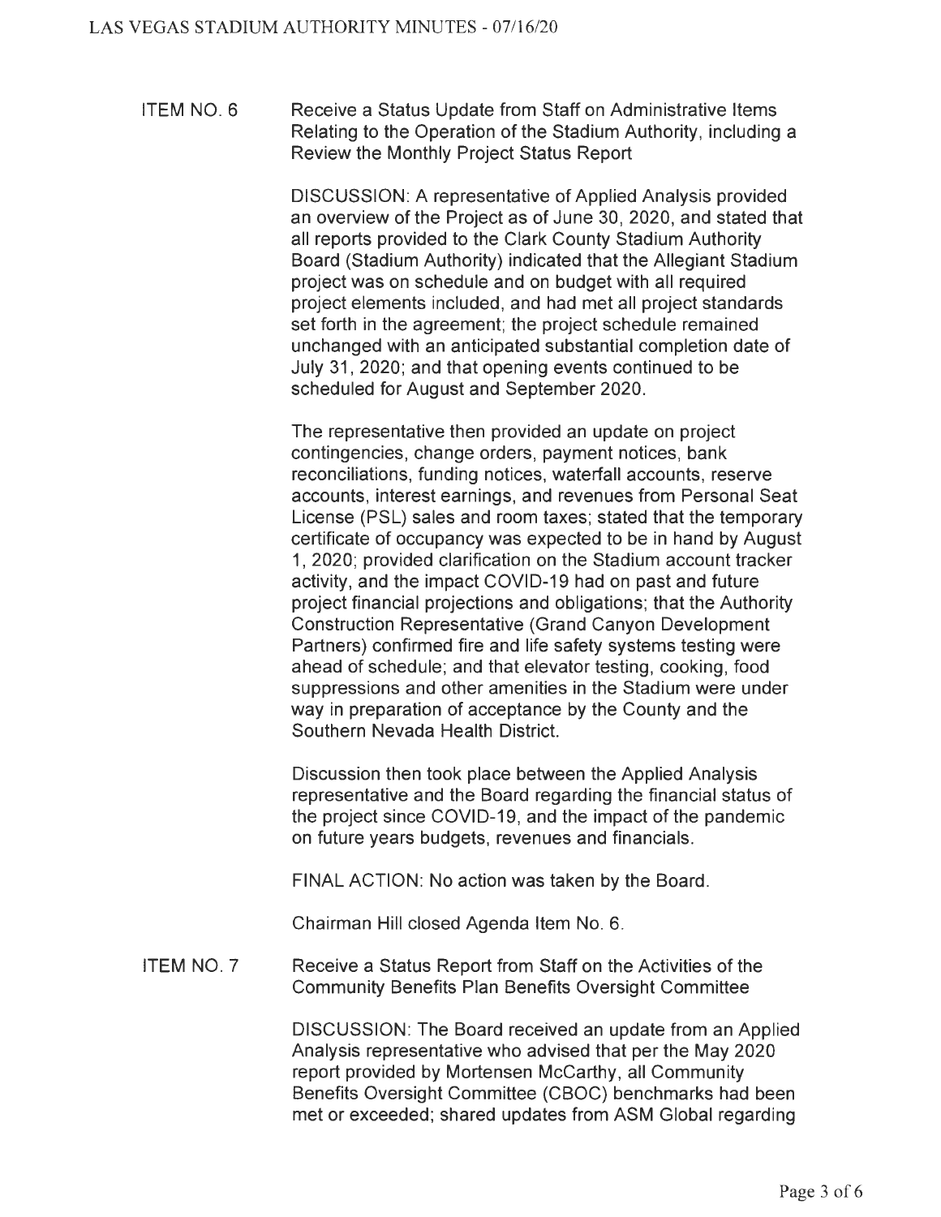ITEM NO. 6 Receive a Status Update from Staff on Administrative Items Relating to the Operation of the Stadium Authority, including a Review the Monthly Project Status Report

DISCUSSION: A representative of Applied Analysis provided an overview of the Project as of June 30, 2020, and stated that all reports provided to the Clark County Stadium Authority Board (Stadium Authority) indicated that the Allegiant Stadium project was on schedule and on budget with all required project elements included, and had met all project standards set forth in the agreement; the project schedule remained unchanged with an anticipated substantial completion date of July 31, 2020; and that opening events continued to be scheduled for August and September 2020.

The representative then provided an update on project contingencies, change orders, payment notices, bank reconciliations, funding notices, waterfall accounts, reserve accounts, interest earnings, and revenues from Personal Seat License (PSL) sales and room taxes; stated that the temporary certificate of occupancy was expected to be in hand by August 1, 2020; provided clarification on the Stadium account tracker activity, and the impact COVID-19 had on past and future project financial projections and obligations; that the Authority Construction Representative (Grand Canyon Development Partners) confirmed fire and life safety systems testing were ahead of schedule; and that elevator testing, cooking, food suppressions and other amenities in the Stadium were under way in preparation of acceptance by the County and the Southern Nevada Health District.

Discussion then took place between the Applied Analysis representative and the Board regarding the financial status of the project since COVID-19, and the impact of the pandemic on future years budgets, revenues and financials.

FINAL ACTION: No action was taken by the Board.

Chairman Hill closed Agenda Item No. 6.

ITEM NO. 7 Receive a Status Report from Staff on the Activities of the Community Benefits Plan Benefits Oversight Committee

DISCUSSION: The Board received an update from an Applied Analysis representative who advised that per the May 2020 report provided by Mortensen McCarthy, all Community Benefits Oversight Committee (CBOC) benchmarks had been met or exceeded; shared updates from ASM Global regarding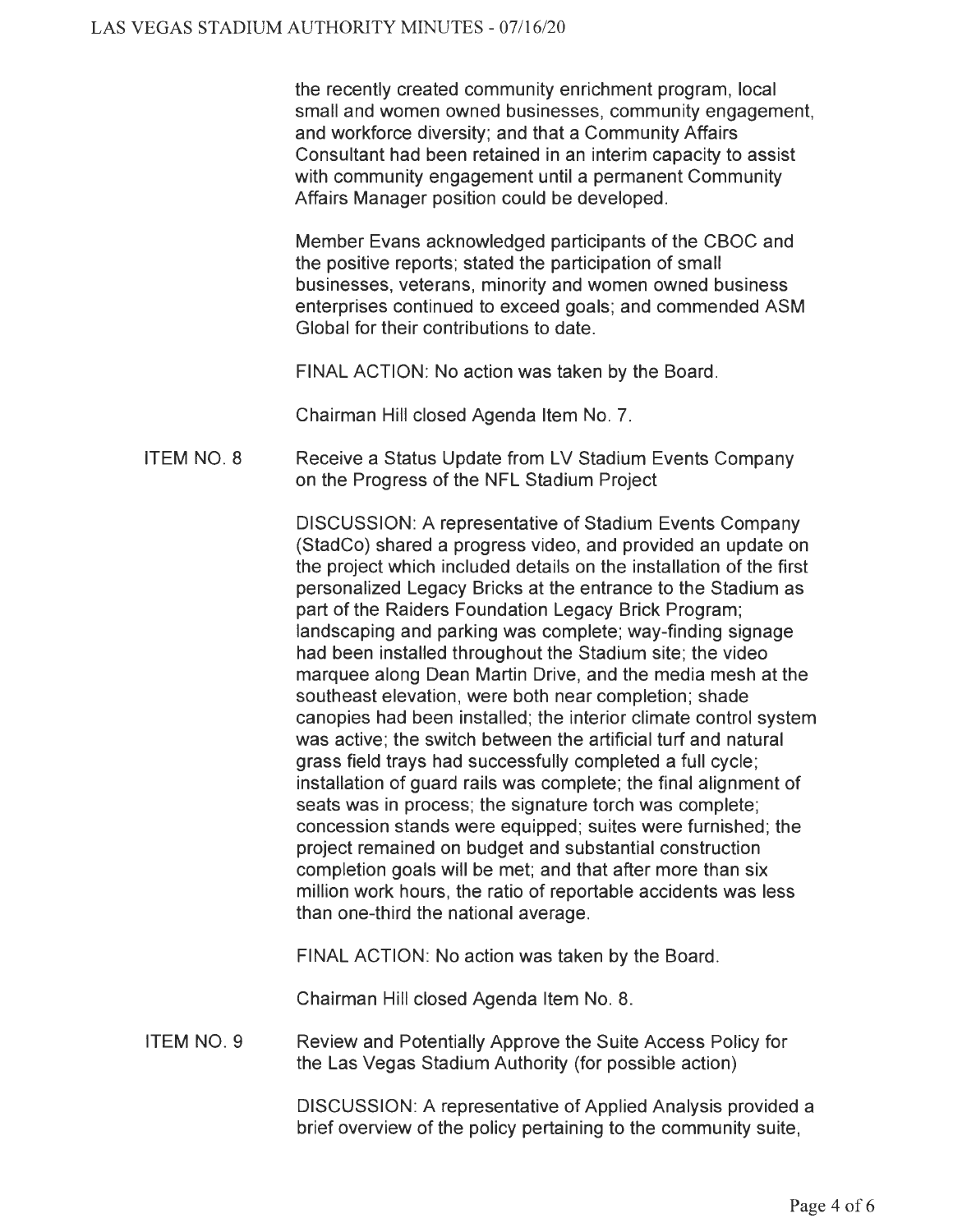the recently created community enrichment program, local small and women owned businesses, community engagement, and workforce diversity; and that a Community Affairs Consultant had been retained in an interim capacity to assist with community engagement until a permanent Community Affairs Manager position could be developed.

Member Evans acknowledged participants of the CBOC and the positive reports; stated the participation of small businesses, veterans, minority and women owned business enterprises continued to exceed goals; and commended ASM Global for their contributions to date.

FINAL ACTION: No action was taken by the Board.

Chairman Hill closed Agenda Item No. 7.

**ITEM NO. 8** Receive a Status Update from LV Stadium Events Company on the Progress of the NFL Stadium Project

DISCUSSION: A representative of Stadium Events Company (StadCo) shared a progress video, and provided an update on the project which included details on the installation of the first personalized Legacy Bricks at the entrance to the Stadium as part of the Raiders Foundation Legacy Brick Program; landscaping and parking was complete; way-finding signage had been installed throughout the Stadium site; the video marquee along Dean Martin Drive, and the media mesh at the southeast elevation, were both near completion; shade canopies had been installed; the interior climate control system was active; the switch between the artificial turf and natural grass field trays had successfully completed a full cycle; installation of guard rails was complete; the final alignment of seats was in process; the signature torch was complete; concession stands were equipped; suites were furnished; the project remained on budget and substantial construction completion goals will be met; and that after more than six million work hours, the ratio of reportable accidents was less than one-third the national average.

FINAL ACTION: No action was taken by the Board.

Chairman Hill closed Agenda Item No. 8.

**ITEM NO. 9** Review and Potentially Approve the Suite Access Policy for the Las Vegas Stadium Authority (for possible action)

DISCUSSION: A representative of Applied Analysis provided a brief overview of the policy pertaining to the community suite,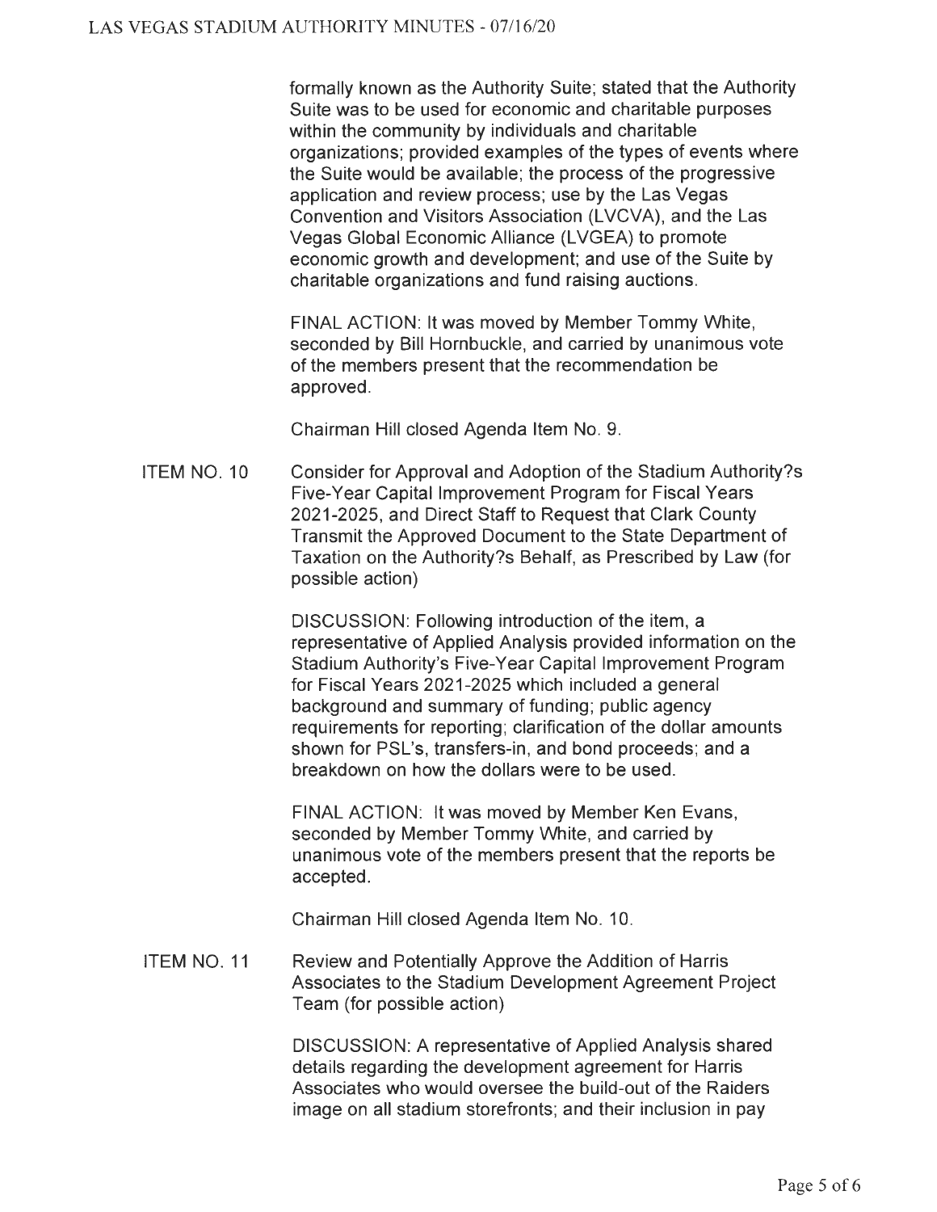formally known as the Authority Suite; stated that the Authority Suite was to be used for economic and charitable purposes within the community by individuals and charitable organizations; provided examples of the types of events where the Suite would be available; the process of the progressive application and review process; use by the Las Vegas Convention and Visitors Association (LVCVA), and the Las Vegas Global Economic Alliance (LVGEA) to promote economic growth and development; and use of the Suite by charitable organizations and fund raising auctions.

FINAL ACTION: It was moved by Member Tommy White, seconded by Bill Hornbuckle, and carried by unanimous vote of the members present that the recommendation be approved.

Chairman Hill closed Agenda Item No. 9.

ITEM NO. 10 Consider for Approval and Adoption of the Stadium Authority?s Five-Year Capital Improvement Program for Fiscal Years 2021-2025, and Direct Staff to Request that Clark County Transmit the Approved Document to the State Department of Taxation on the Authority?s Behalf, as Prescribed by Law (for possible action)

DISCUSSION: Following introduction of the item, a representative of Applied Analysis provided information on the Stadium Authority's Five-Year Capital Improvement Program for Fiscal Years 2021-2025 which included a general background and summary of funding; public agency requirements for reporting; clarification of the dollar amounts shown for PSL's, transfers-in, and bond proceeds; and a breakdown on how the dollars were to be used.

FINAL ACTION: It was moved by Member Ken Evans, seconded by Member Tommy White, and carried by unanimous vote of the members present that the reports be accepted.

Chairman Hill closed Agenda Item No. 10.

ITEM NO. 11 Review and Potentially Approve the Addition of Harris Associates to the Stadium Development Agreement Project Team (for possible action)

DISCUSSION: A representative of Applied Analysis shared details regarding the development agreement for Harris Associates who would oversee the build-out of the Raiders image on all stadium storefronts; and their inclusion in pay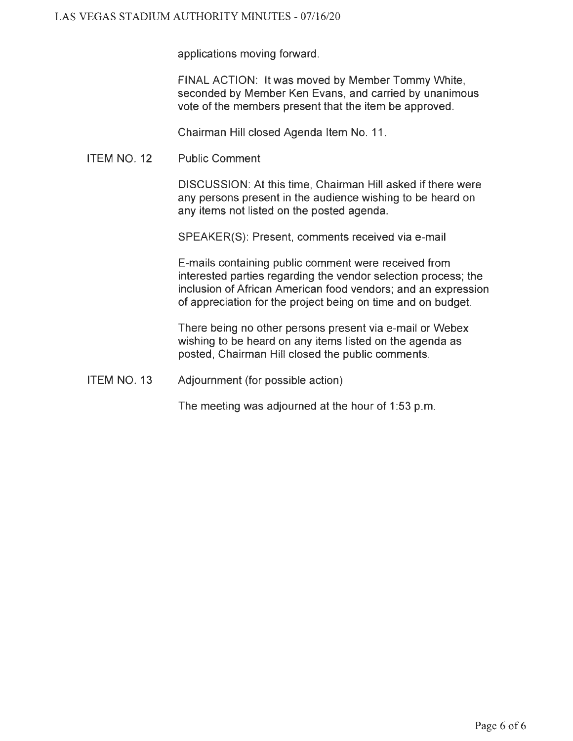applications moving forward.

FINAL ACTION: It was moved by Member Tommy White, seconded by Member Ken Evans, and carried by unanimous vote of the members present that the item be approved.

Chairman Hill closed Agenda Item No. 11.

**ITEM NO. 12** Public Comment

DISCUSSION: At this time, Chairman Hill asked if there were any persons present in the audience wishing to be heard on any items not listed on the posted agenda.

SPEAKER(S): Present, comments received via e-mail

E-mails containing public comment were received from interested parties regarding the vendor selection process; the inclusion of African American food vendors; and an expression of appreciation for the project being on time and on budget.

There being no other persons present via e-mail or Webex wishing to be heard on any items listed on the agenda as posted, Chairman Hill closed the public comments.

**ITEM NO. 13** Adjournment (for possible action)

The meeting was adjourned at the hour of 1:53 p.m.